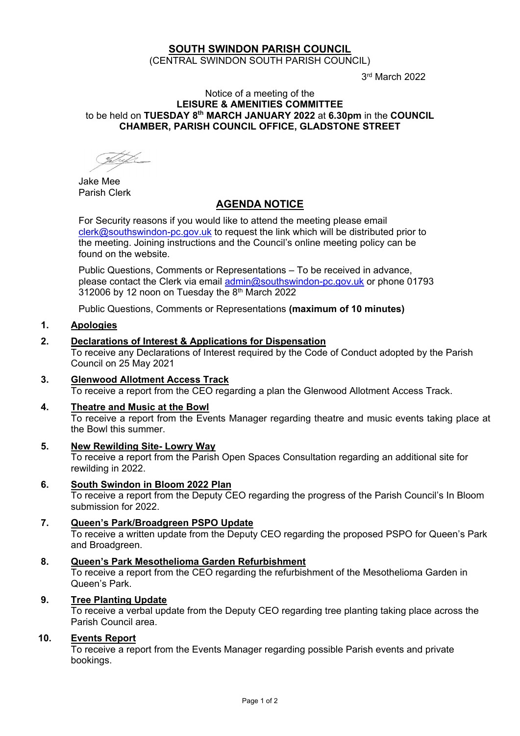# SOUTH SWINDON PARISH COUNCIL

(CENTRAL SWINDON SOUTH PARISH COUNCIL)

3rd March 2022

Notice of a meeting of the
**LEISURE & AMENITIES COMMITTEE**
to be held on **TUESDAY 8th MARCH JANUARY 2022** at **6.30pm** in the **COUNCIL CHAMBER, PARISH COUNCIL OFFICE, GLADSTONE STREET**

Jake Mee
Parish Clerk

## AGENDA NOTICE

For Security reasons if you would like to attend the meeting please email clerk@southswindon-pc.gov.uk to request the link which will be distributed prior to the meeting. Joining instructions and the Council's online meeting policy can be found on the website.

Public Questions, Comments or Representations – To be received in advance, please contact the Clerk via email admin@southswindon-pc.gov.uk or phone 01793 312006 by 12 noon on Tuesday the 8th March 2022

Public Questions, Comments or Representations **(maximum of 10 minutes)**

**1. Apologies**

**2. Declarations of Interest & Applications for Dispensation**
To receive any Declarations of Interest required by the Code of Conduct adopted by the Parish Council on 25 May 2021

**3. Glenwood Allotment Access Track**
To receive a report from the CEO regarding a plan the Glenwood Allotment Access Track.

**4. Theatre and Music at the Bowl**
To receive a report from the Events Manager regarding theatre and music events taking place at the Bowl this summer.

**5. New Rewilding Site- Lowry Way**
To receive a report from the Parish Open Spaces Consultation regarding an additional site for rewilding in 2022.

**6. South Swindon in Bloom 2022 Plan**
To receive a report from the Deputy CEO regarding the progress of the Parish Council's In Bloom submission for 2022.

**7. Queen's Park/Broadgreen PSPO Update**
To receive a written update from the Deputy CEO regarding the proposed PSPO for Queen's Park and Broadgreen.

**8. Queen's Park Mesothelioma Garden Refurbishment**
To receive a report from the CEO regarding the refurbishment of the Mesothelioma Garden in Queen's Park.

**9. Tree Planting Update**
To receive a verbal update from the Deputy CEO regarding tree planting taking place across the Parish Council area.

**10. Events Report**
To receive a report from the Events Manager regarding possible Parish events and private bookings.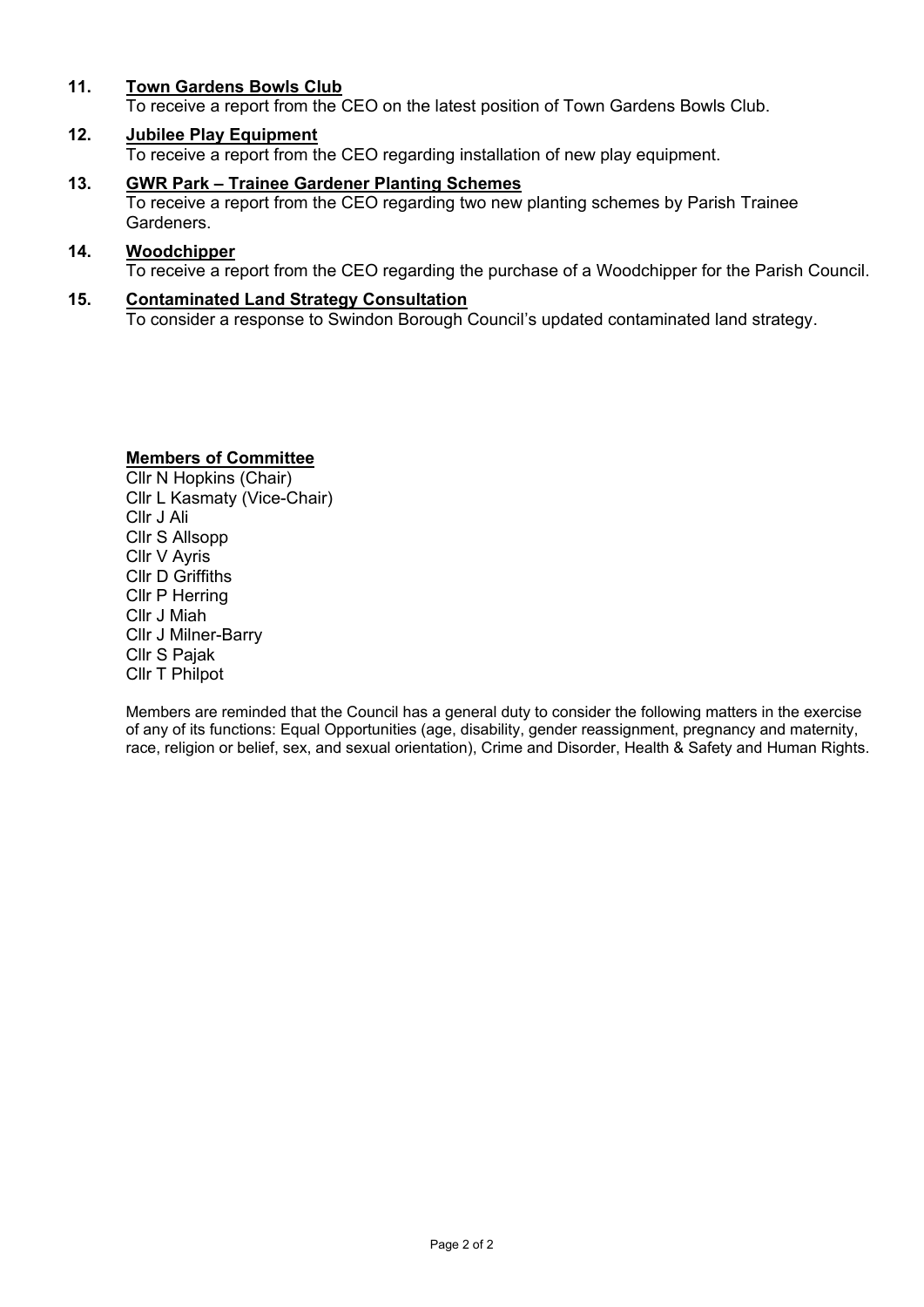**11. Town Gardens Bowls Club**

To receive a report from the CEO on the latest position of Town Gardens Bowls Club.

**12. Jubilee Play Equipment**

To receive a report from the CEO regarding installation of new play equipment.

**13. GWR Park – Trainee Gardener Planting Schemes**

To receive a report from the CEO regarding two new planting schemes by Parish Trainee Gardeners.

**14. Woodchipper**

To receive a report from the CEO regarding the purchase of a Woodchipper for the Parish Council.

**15. Contaminated Land Strategy Consultation**

To consider a response to Swindon Borough Council's updated contaminated land strategy.

**Members of Committee**

Cllr N Hopkins (Chair)
Cllr L Kasmaty (Vice-Chair)
Cllr J Ali
Cllr S Allsopp
Cllr V Ayris
Cllr D Griffiths
Cllr P Herring
Cllr J Miah
Cllr J Milner-Barry
Cllr S Pajak
Cllr T Philpot

Members are reminded that the Council has a general duty to consider the following matters in the exercise of any of its functions: Equal Opportunities (age, disability, gender reassignment, pregnancy and maternity, race, religion or belief, sex, and sexual orientation), Crime and Disorder, Health & Safety and Human Rights.